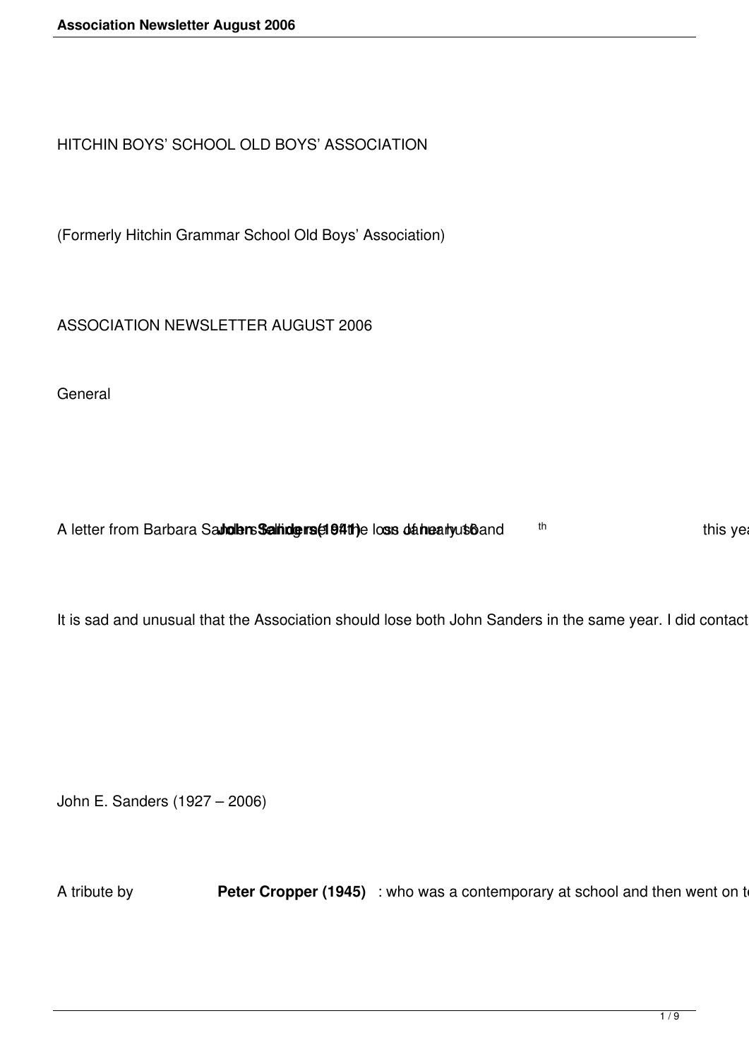HITCHIN BOYS' SCHOOL OLD BOYS' ASSOCIATION

(Formerly Hitchin Grammar School Old Boys' Association)

ASSOCIATION NEWSLETTER AUGUST 2006

General

A letter from Barbara Sanders tells of the loss of her husband **John Sanders (1941)** on January 16th this yea

It is sad and unusual that the Association should lose both John Sanders in the same year. I did contact

John E. Sanders (1927 – 2006)

A tribute by **Peter Cropper (1945)** : who was a contemporary at school and then went on t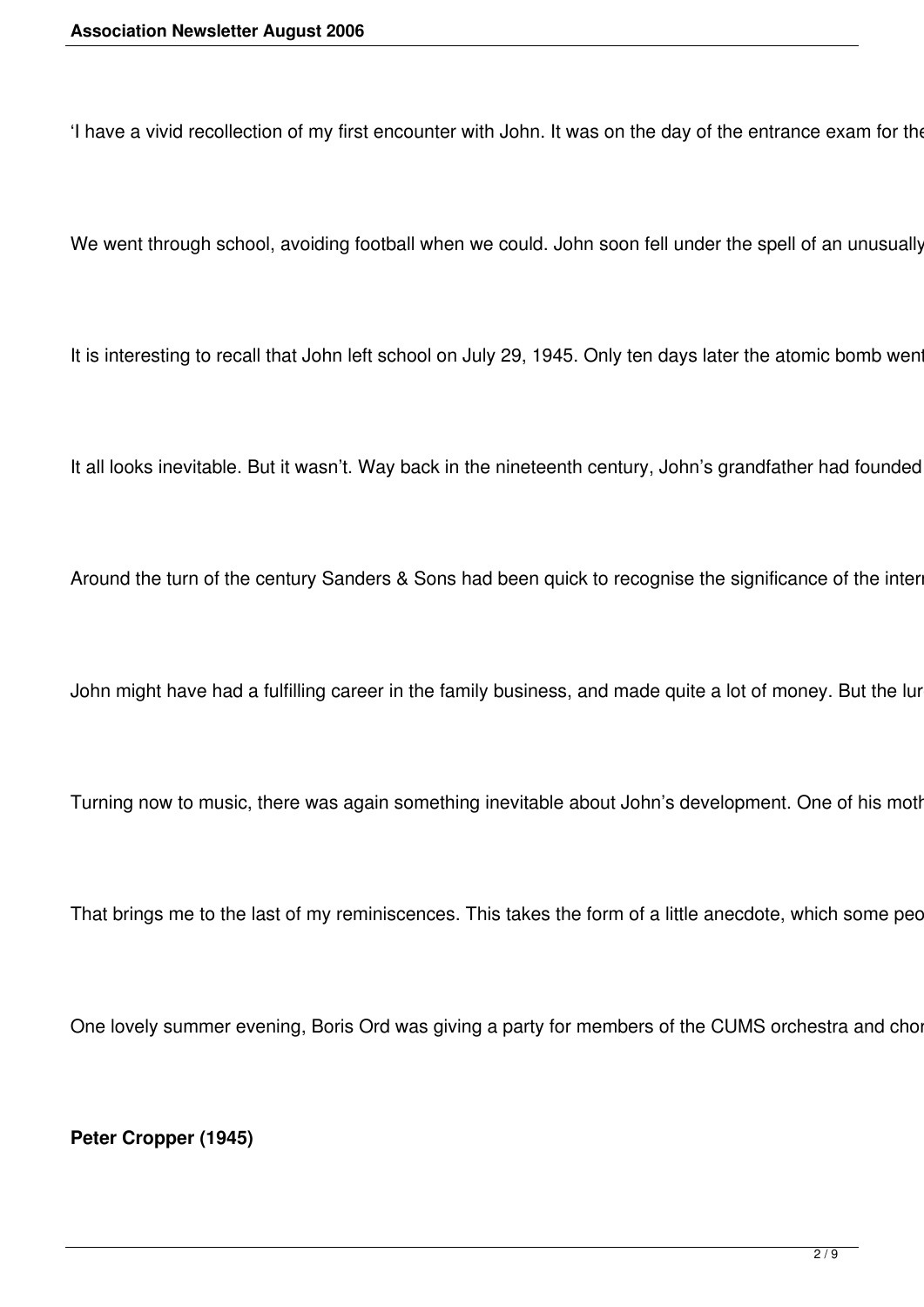'I have a vivid recollection of my first encounter with John. It was on the day of the entrance exam for the

We went through school, avoiding football when we could. John soon fell under the spell of an unusually

It is interesting to recall that John left school on July 29, 1945. Only ten days later the atomic bomb went

It all looks inevitable. But it wasn't. Way back in the nineteenth century, John's grandfather had founded

Around the turn of the century Sanders & Sons had been quick to recognise the significance of the intern

John might have had a fulfilling career in the family business, and made quite a lot of money. But the lur

Turning now to music, there was again something inevitable about John's development. One of his moth

That brings me to the last of my reminiscences. This takes the form of a little anecdote, which some peo

One lovely summer evening, Boris Ord was giving a party for members of the CUMS orchestra and chor

**Peter Cropper (1945)**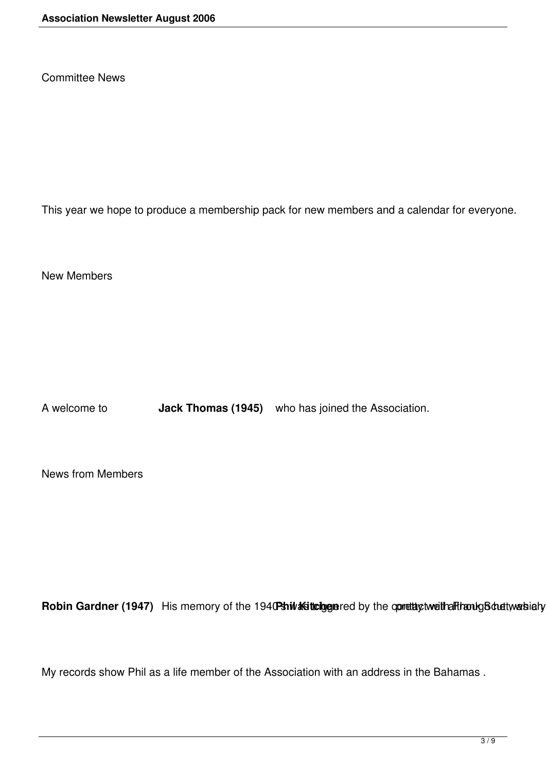Committee News

This year we hope to produce a membership pack for new members and a calendar for everyone.

New Members

A welcome to **Jack Thomas (1945)** who has joined the Association.

News from Members

**Robin Gardner (1947)** His memory of the 1940s was triggered by the ... **Phil Kitchen** ... contact with ... through ...

My records show Phil as a life member of the Association with an address in the Bahamas .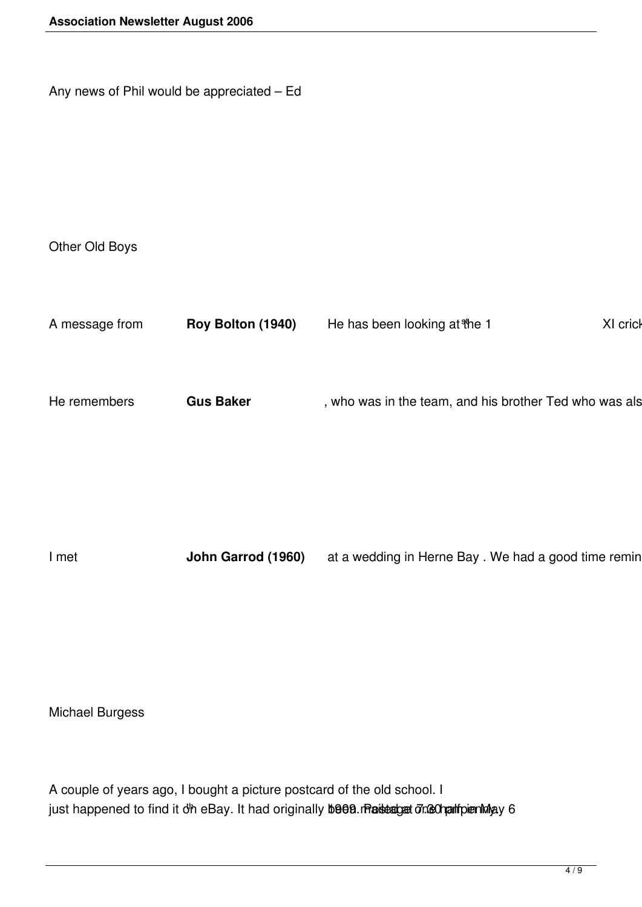Any news of Phil would be appreciated – Ed

Other Old Boys

A message from **Roy Bolton (1940)** He has been looking at the 1st XI crick

He remembers **Gus Baker** , who was in the team, and his brother Ted who was als

I met **John Garrod (1960)** at a wedding in Herne Bay . We had a good time remin

Michael Burgess

A couple of years ago, I bought a picture postcard of the old school. I just happened to find it on eBay. It had originally been mailed at 7.30 pm on May 6th 1909. Postage one half penny.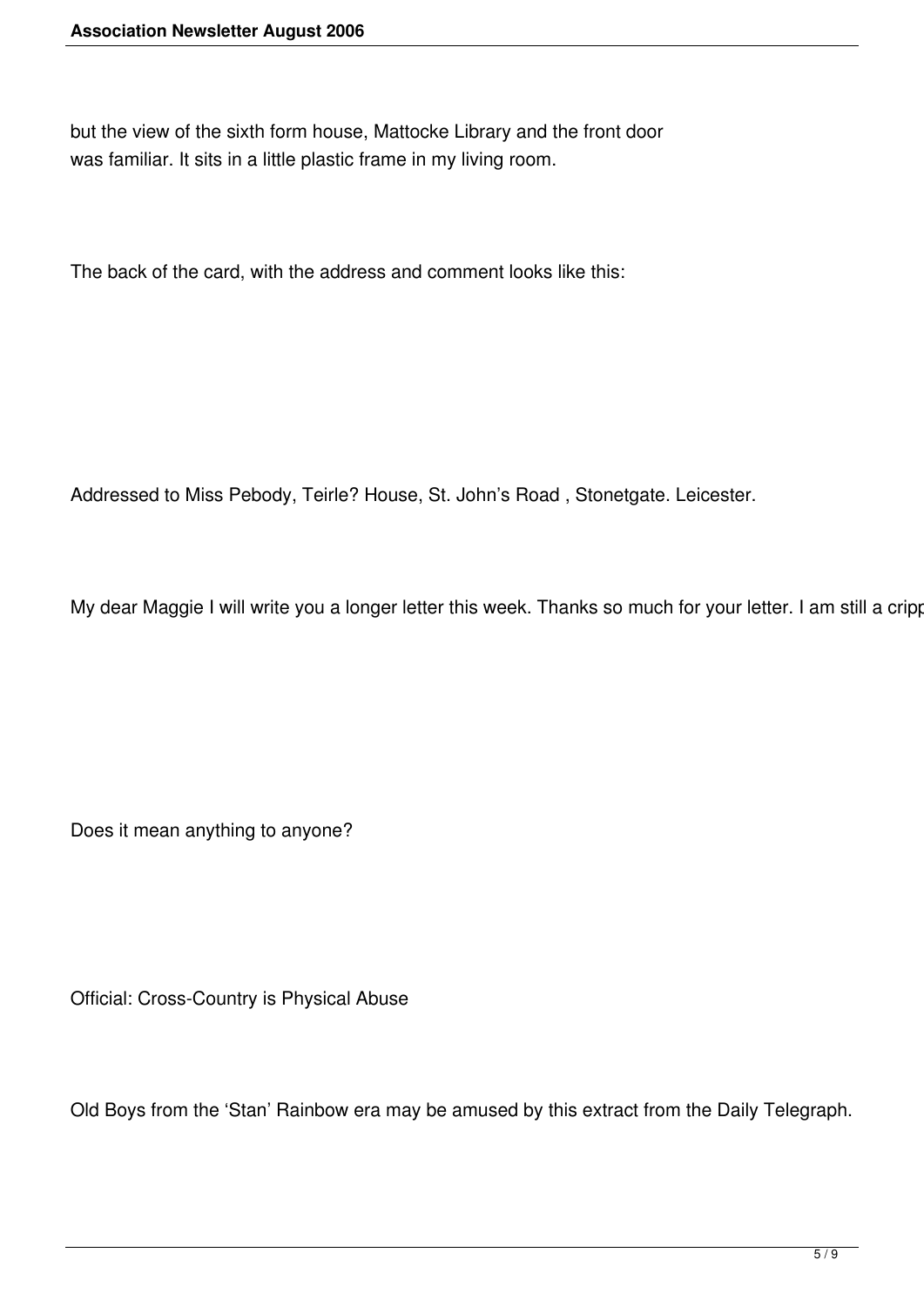but the view of the sixth form house, Mattocke Library and the front door was familiar. It sits in a little plastic frame in my living room.

The back of the card, with the address and comment looks like this:

Addressed to Miss Pebody, Teirle? House, St. John's Road , Stonetgate. Leicester.

My dear Maggie I will write you a longer letter this week. Thanks so much for your letter. I am still a cripp

Does it mean anything to anyone?

## Official: Cross-Country is Physical Abuse

Old Boys from the 'Stan' Rainbow era may be amused by this extract from the Daily Telegraph.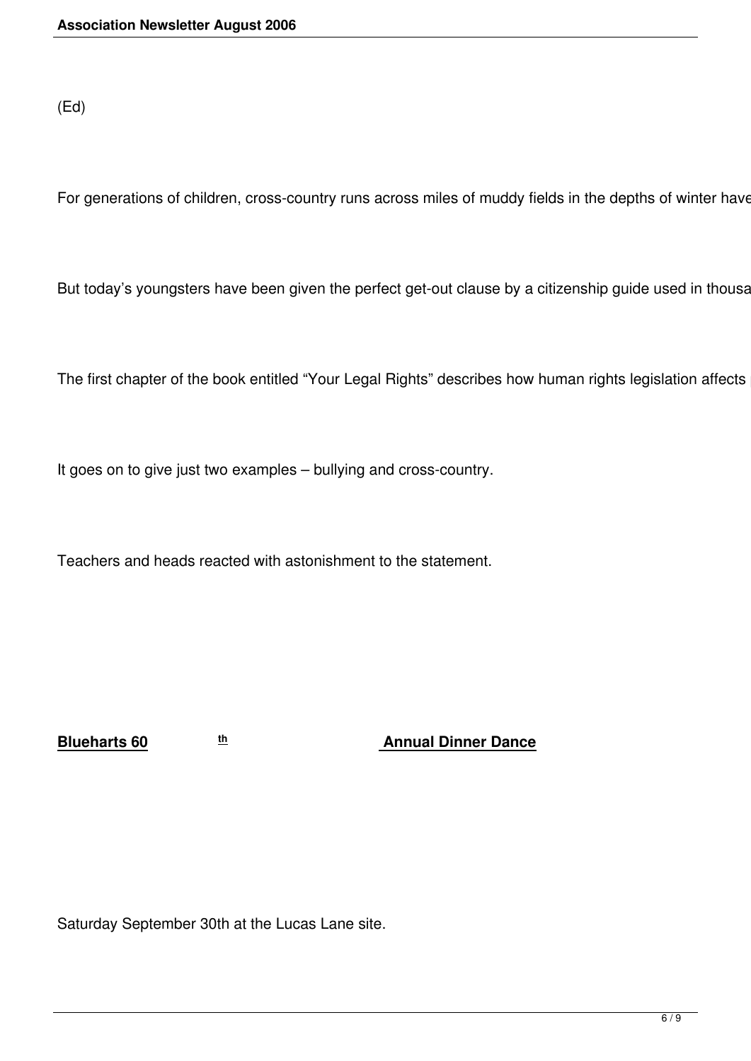(Ed)

For generations of children, cross-country runs across miles of muddy fields in the depths of winter have

But today's youngsters have been given the perfect get-out clause by a citizenship guide used in thousa

The first chapter of the book entitled "Your Legal Rights" describes how human rights legislation affects

It goes on to give just two examples – bullying and cross-country.

Teachers and heads reacted with astonishment to the statement.

**Blueharts 60th Annual Dinner Dance**

Saturday September 30th at the Lucas Lane site.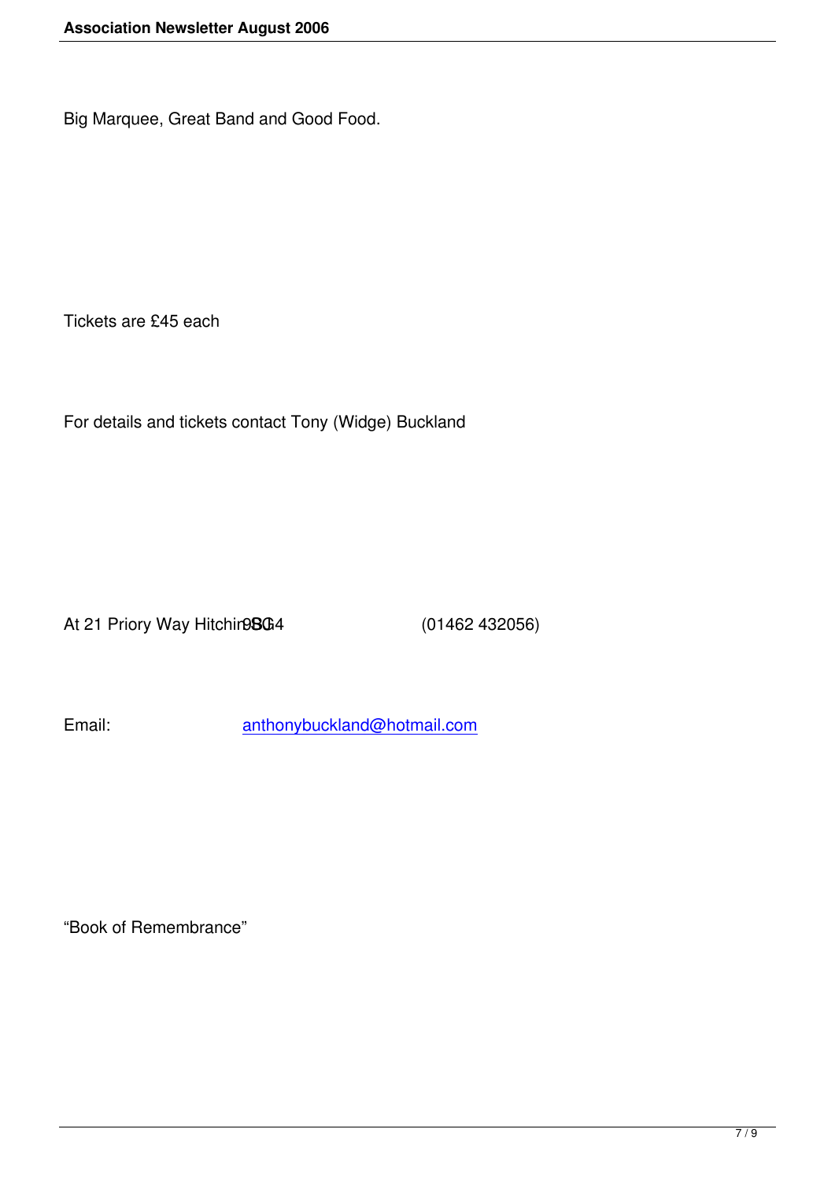Big Marquee, Great Band and Good Food.

Tickets are £45 each

For details and tickets contact Tony (Widge) Buckland

At 21 Priory Way Hitchin SG4 9BG (01462 432056)

Email: anthonybuckland@hotmail.com

“Book of Remembrance”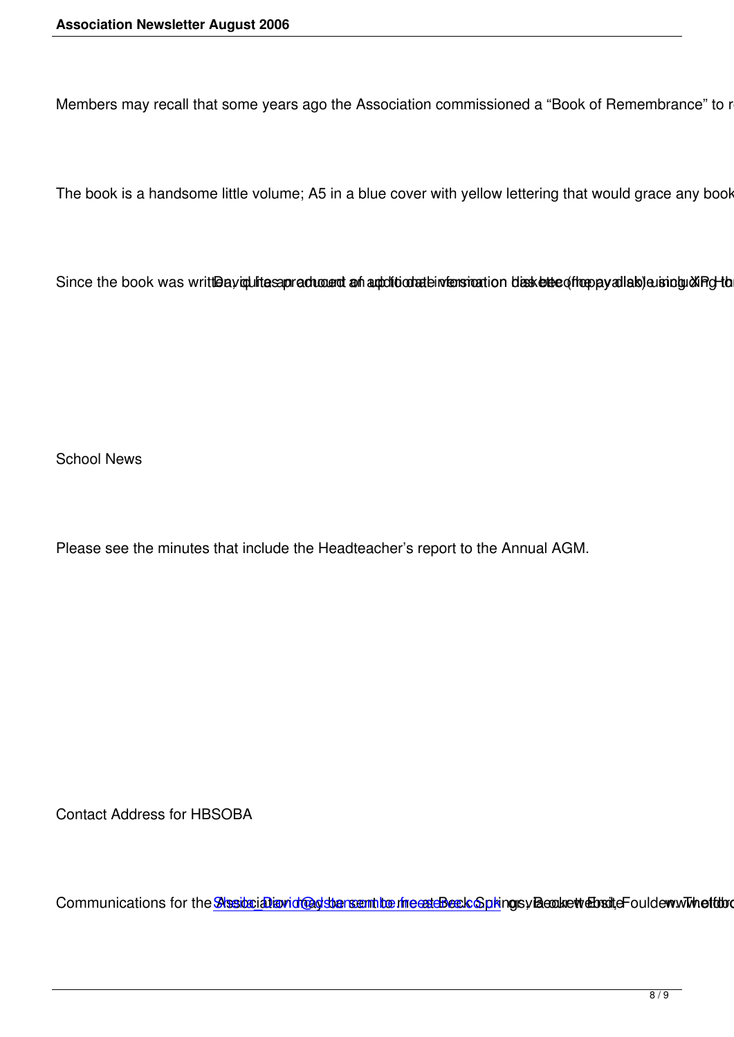Members may recall that some years ago the Association commissioned a "Book of Remembrance" to r

The book is a handsome little volume; A5 in a blue cover with yellow lettering that would grace any book

Since the book was writtDavid has produced an additional version disk (floppy disk) using XP Ho

School News

Please see the minutes that include the Headteacher's report to the Annual AGM.

Contact Address for HBSOBA

Communications for the Association may be sent to Beck Springs, Beckett Ends, Foulden, Thetford